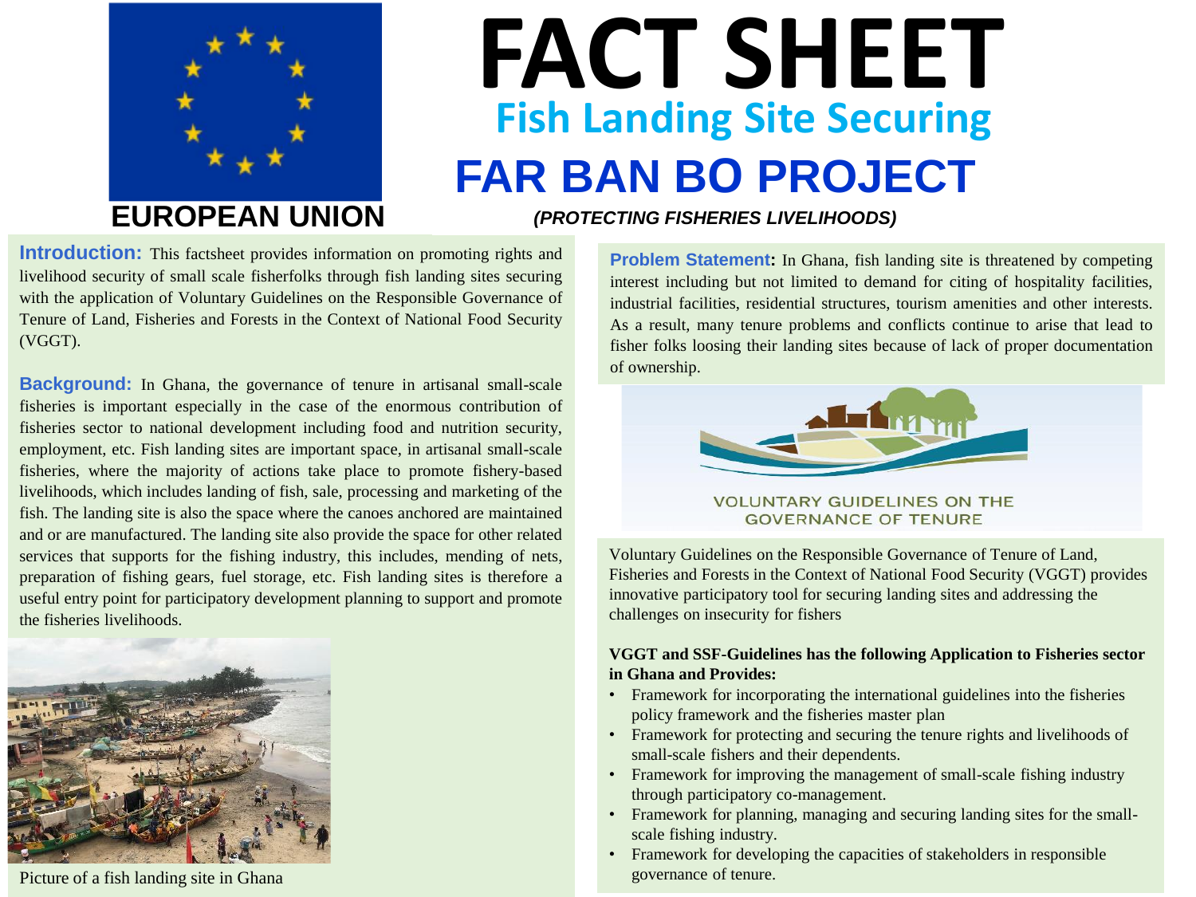EUROPEAN UNION

# FACT SHEET

## Fish Landing Site Securing

## FAR BAN BO PROJECT

*(PROTECTING FISHERIES LIVELIHOODS)*

**Introduction:** This factsheet provides information on promoting rights and livelihood security of small scale fisherfolks through fish landing sites securing with the application of Voluntary Guidelines on the Responsible Governance of Tenure of Land, Fisheries and Forests in the Context of National Food Security (VGGT).

**Background:** In Ghana, the governance of tenure in artisanal small-scale fisheries is important especially in the case of the enormous contribution of fisheries sector to national development including food and nutrition security, employment, etc. Fish landing sites are important space, in artisanal small-scale fisheries, where the majority of actions take place to promote fishery-based livelihoods, which includes landing of fish, sale, processing and marketing of the fish. The landing site is also the space where the canoes anchored are maintained and or are manufactured. The landing site also provide the space for other related services that supports for the fishing industry, this includes, mending of nets, preparation of fishing gears, fuel storage, etc. Fish landing sites is therefore a useful entry point for participatory development planning to support and promote the fisheries livelihoods.

Picture of a fish landing site in Ghana

**Problem Statement:** In Ghana, fish landing site is threatened by competing interest including but not limited to demand for citing of hospitality facilities, industrial facilities, residential structures, tourism amenities and other interests. As a result, many tenure problems and conflicts continue to arise that lead to fisher folks loosing their landing sites because of lack of proper documentation of ownership.

VOLUNTARY GUIDELINES ON THE GOVERNANCE OF TENURE

Voluntary Guidelines on the Responsible Governance of Tenure of Land, Fisheries and Forests in the Context of National Food Security (VGGT) provides innovative participatory tool for securing landing sites and addressing the challenges on insecurity for fishers

**VGGT and SSF-Guidelines has the following Application to Fisheries sector in Ghana and Provides:**

- Framework for incorporating the international guidelines into the fisheries policy framework and the fisheries master plan
- Framework for protecting and securing the tenure rights and livelihoods of small-scale fishers and their dependents.
- Framework for improving the management of small-scale fishing industry through participatory co-management.
- Framework for planning, managing and securing landing sites for the small-scale fishing industry.
- Framework for developing the capacities of stakeholders in responsible governance of tenure.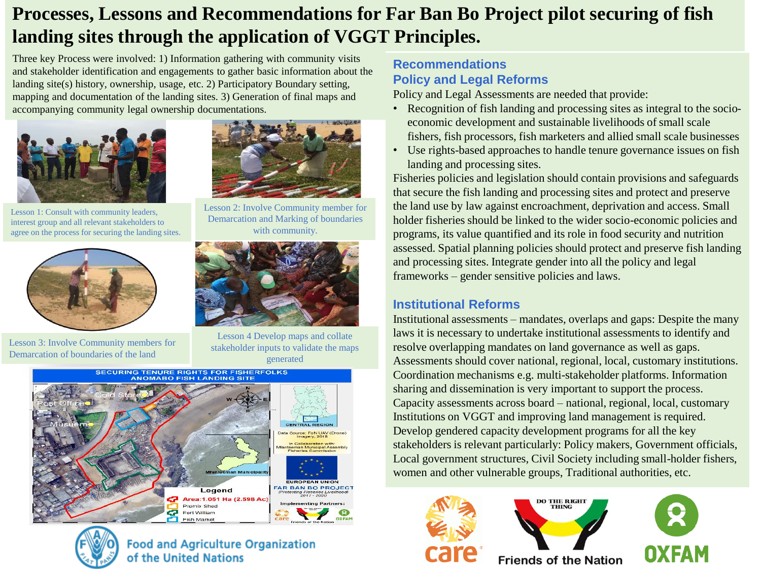# Processes, Lessons and Recommendations for Far Ban Bo Project pilot securing of fish landing sites through the application of VGGT Principles.

Three key Process were involved: 1) Information gathering with community visits and stakeholder identification and engagements to gather basic information about the landing site(s) history, ownership, usage, etc. 2) Participatory Boundary setting, mapping and documentation of the landing sites. 3) Generation of final maps and accompanying community legal ownership documentations.

Lesson 1: Consult with community leaders, interest group and all relevant stakeholders to agree on the process for securing the landing sites.

Lesson 2: Involve Community member for Demarcation and Marking of boundaries with community.

Lesson 3: Involve Community members for Demarcation of boundaries of the land

Lesson 4 Develop maps and collate stakeholder inputs to validate the maps generated

SECURING TENURE RIGHTS FOR FISHERFOLKS
ANOMABO FISH LANDING SITE

Cold Store
Post Office
Musuem
Mfantseman Municipality
CENTRAL REGION
Data Source: FoN UAV (Drone) Imagery, 2018
In Collaboration with: Mfantseman Municipal Assembly Fisheries Commission
EUROPEAN UNION
FAR BAN BO PROJECT (Protecting Fisheries Livelihood) 2017 - 2020
Implementing Partners:

Legend
Area:1.051 Ha (2.598 Ac)
Premix Shed
Fort William
Fish Market

Food and Agriculture Organization of the United Nations

## Recommendations

### Policy and Legal Reforms

Policy and Legal Assessments are needed that provide:

- Recognition of fish landing and processing sites as integral to the socio-economic development and sustainable livelihoods of small scale fishers, fish processors, fish marketers and allied small scale businesses
- Use rights-based approaches to handle tenure governance issues on fish landing and processing sites.

Fisheries policies and legislation should contain provisions and safeguards that secure the fish landing and processing sites and protect and preserve the land use by law against encroachment, deprivation and access. Small holder fisheries should be linked to the wider socio-economic policies and programs, its value quantified and its role in food security and nutrition assessed. Spatial planning policies should protect and preserve fish landing and processing sites. Integrate gender into all the policy and legal frameworks – gender sensitive policies and laws.

### Institutional Reforms

Institutional assessments – mandates, overlaps and gaps: Despite the many laws it is necessary to undertake institutional assessments to identify and resolve overlapping mandates on land governance as well as gaps. Assessments should cover national, regional, local, customary institutions. Coordination mechanisms e.g. multi-stakeholder platforms. Information sharing and dissemination is very important to support the process. Capacity assessments across board – national, regional, local, customary Institutions on VGGT and improving land management is required. Develop gendered capacity development programs for all the key stakeholders is relevant particularly: Policy makers, Government officials, Local government structures, Civil Society including small-holder fishers, women and other vulnerable groups, Traditional authorities, etc.

care

DO THE RIGHT THING
Friends of the Nation

OXFAM